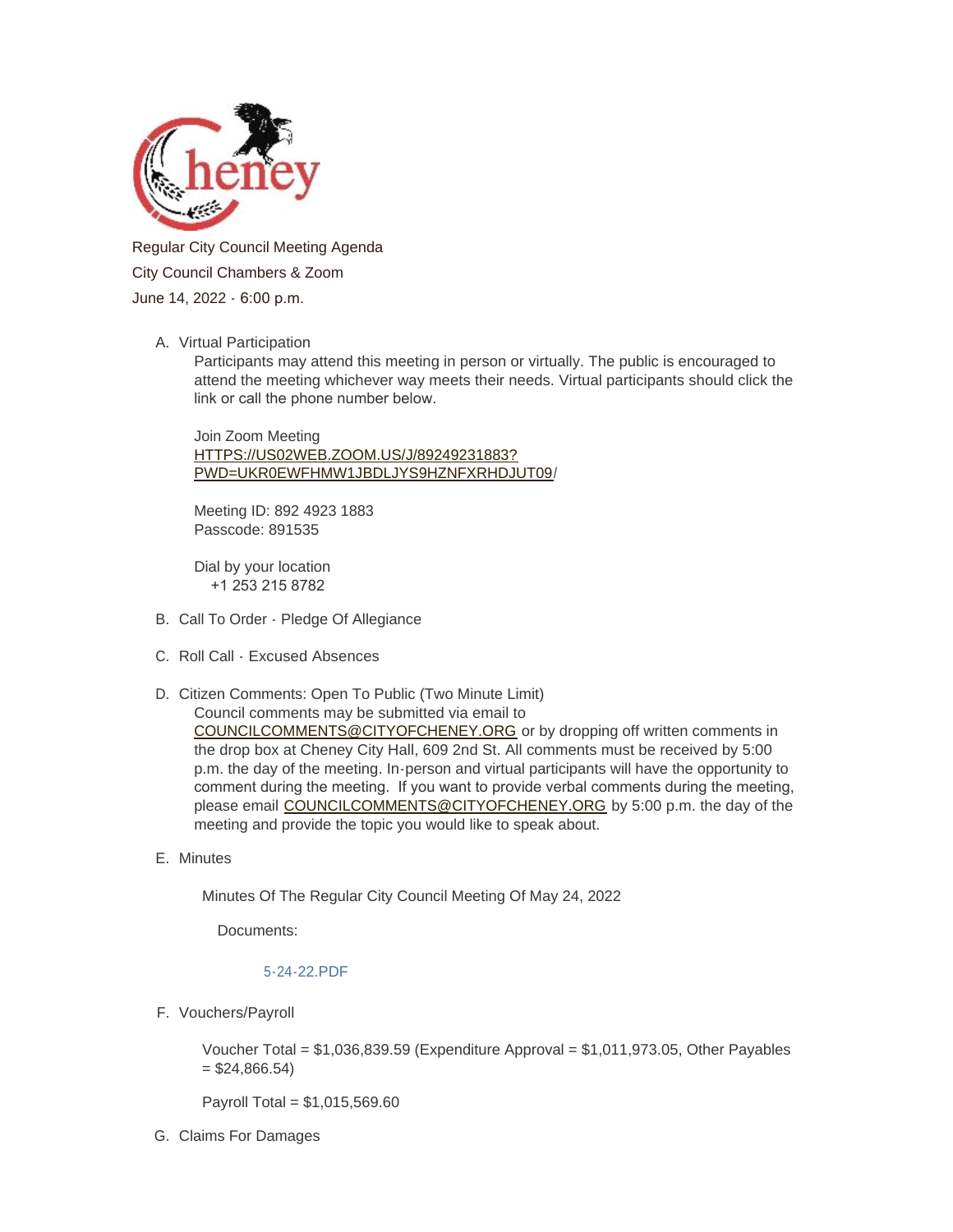Regular City Council Meeting Agenda

City Council Chambers & Zoom

June 14, 2022 - 6:00 p.m.

A. Virtual Participation

   Participants may attend this meeting in person or virtually. The public is encouraged to attend the meeting whichever way meets their needs. Virtual participants should click the link or call the phone number below.

   Join Zoom Meeting
   HTTPS://US02WEB.ZOOM.US/J/89249231883?PWD=UKR0EWFHMW1JBDLJYS9HZNFXRHDJUT09/

   Meeting ID: 892 4923 1883
   Passcode: 891535

   Dial by your location
   +1 253 215 8782

B. Call To Order - Pledge Of Allegiance

C. Roll Call - Excused Absences

D. Citizen Comments: Open To Public (Two Minute Limit)

   Council comments may be submitted via email to COUNCILCOMMENTS@CITYOFCHENEY.ORG or by dropping off written comments in the drop box at Cheney City Hall, 609 2nd St. All comments must be received by 5:00 p.m. the day of the meeting. In-person and virtual participants will have the opportunity to comment during the meeting. If you want to provide verbal comments during the meeting, please email COUNCILCOMMENTS@CITYOFCHENEY.ORG by 5:00 p.m. the day of the meeting and provide the topic you would like to speak about.

E. Minutes

   Minutes Of The Regular City Council Meeting Of May 24, 2022

   Documents:

   5-24-22.PDF

F. Vouchers/Payroll

   Voucher Total = $1,036,839.59 (Expenditure Approval = $1,011,973.05, Other Payables = $24,866.54)

   Payroll Total = $1,015,569.60

G. Claims For Damages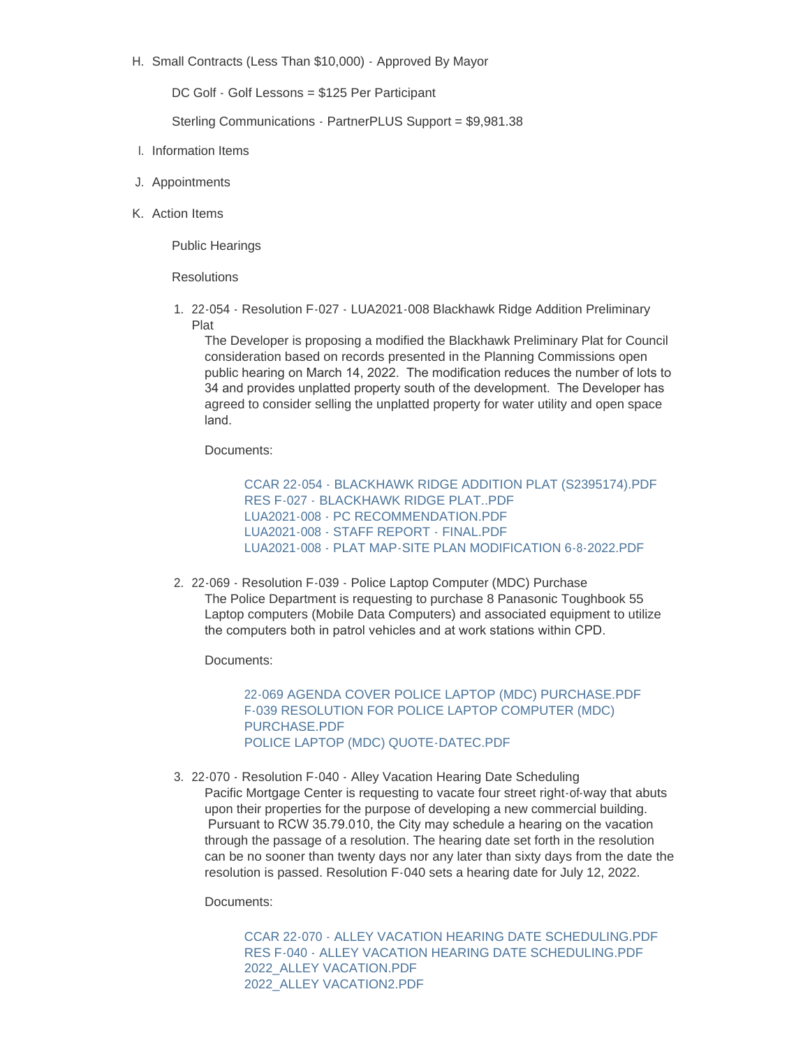H. Small Contracts (Less Than $10,000) - Approved By Mayor

DC Golf - Golf Lessons = $125 Per Participant

Sterling Communications - PartnerPLUS Support = $9,981.38

I. Information Items

J. Appointments

K. Action Items

Public Hearings

Resolutions

1. 22-054 - Resolution F-027 - LUA2021-008 Blackhawk Ridge Addition Preliminary Plat

   The Developer is proposing a modified the Blackhawk Preliminary Plat for Council consideration based on records presented in the Planning Commissions open public hearing on March 14, 2022. The modification reduces the number of lots to 34 and provides unplatted property south of the development. The Developer has agreed to consider selling the unplatted property for water utility and open space land.

   Documents:

   CCAR 22-054 - BLACKHAWK RIDGE ADDITION PLAT (S2395174).PDF
   RES F-027 - BLACKHAWK RIDGE PLAT..PDF
   LUA2021-008 - PC RECOMMENDATION.PDF
   LUA2021-008 - STAFF REPORT - FINAL.PDF
   LUA2021-008 - PLAT MAP-SITE PLAN MODIFICATION 6-8-2022.PDF

2. 22-069 - Resolution F-039 - Police Laptop Computer (MDC) Purchase

   The Police Department is requesting to purchase 8 Panasonic Toughbook 55 Laptop computers (Mobile Data Computers) and associated equipment to utilize the computers both in patrol vehicles and at work stations within CPD.

   Documents:

   22-069 AGENDA COVER POLICE LAPTOP (MDC) PURCHASE.PDF
   F-039 RESOLUTION FOR POLICE LAPTOP COMPUTER (MDC) PURCHASE.PDF
   POLICE LAPTOP (MDC) QUOTE-DATEC.PDF

3. 22-070 - Resolution F-040 - Alley Vacation Hearing Date Scheduling

   Pacific Mortgage Center is requesting to vacate four street right-of-way that abuts upon their properties for the purpose of developing a new commercial building. Pursuant to RCW 35.79.010, the City may schedule a hearing on the vacation through the passage of a resolution. The hearing date set forth in the resolution can be no sooner than twenty days nor any later than sixty days from the date the resolution is passed. Resolution F-040 sets a hearing date for July 12, 2022.

   Documents:

   CCAR 22-070 - ALLEY VACATION HEARING DATE SCHEDULING.PDF
   RES F-040 - ALLEY VACATION HEARING DATE SCHEDULING.PDF
   2022_ALLEY VACATION.PDF
   2022_ALLEY VACATION2.PDF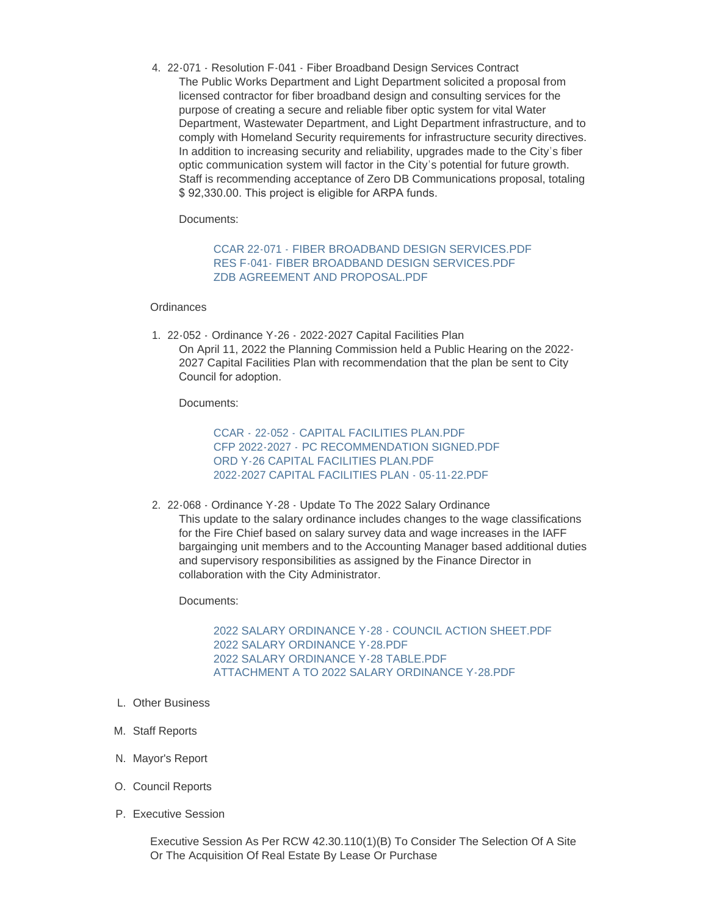4. 22-071 - Resolution F-041 - Fiber Broadband Design Services Contract

   The Public Works Department and Light Department solicited a proposal from licensed contractor for fiber broadband design and consulting services for the purpose of creating a secure and reliable fiber optic system for vital Water Department, Wastewater Department, and Light Department infrastructure, and to comply with Homeland Security requirements for infrastructure security directives. In addition to increasing security and reliability, upgrades made to the City's fiber optic communication system will factor in the City's potential for future growth. Staff is recommending acceptance of Zero DB Communications proposal, totaling $ 92,330.00. This project is eligible for ARPA funds.

   Documents:

   - CCAR 22-071 - FIBER BROADBAND DESIGN SERVICES.PDF
   - RES F-041- FIBER BROADBAND DESIGN SERVICES.PDF
   - ZDB AGREEMENT AND PROPOSAL.PDF

Ordinances

1. 22-052 - Ordinance Y-26 - 2022-2027 Capital Facilities Plan

   On April 11, 2022 the Planning Commission held a Public Hearing on the 2022-2027 Capital Facilities Plan with recommendation that the plan be sent to City Council for adoption.

   Documents:

   - CCAR - 22-052 - CAPITAL FACILITIES PLAN.PDF
   - CFP 2022-2027 - PC RECOMMENDATION SIGNED.PDF
   - ORD Y-26 CAPITAL FACILITIES PLAN.PDF
   - 2022-2027 CAPITAL FACILITIES PLAN - 05-11-22.PDF

2. 22-068 - Ordinance Y-28 - Update To The 2022 Salary Ordinance

   This update to the salary ordinance includes changes to the wage classifications for the Fire Chief based on salary survey data and wage increases in the IAFF bargainging unit members and to the Accounting Manager based additional duties and supervisory responsibilities as assigned by the Finance Director in collaboration with the City Administrator.

   Documents:

   - 2022 SALARY ORDINANCE Y-28 - COUNCIL ACTION SHEET.PDF
   - 2022 SALARY ORDINANCE Y-28.PDF
   - 2022 SALARY ORDINANCE Y-28 TABLE.PDF
   - ATTACHMENT A TO 2022 SALARY ORDINANCE Y-28.PDF

L. Other Business

M. Staff Reports

N. Mayor's Report

O. Council Reports

P. Executive Session

Executive Session As Per RCW 42.30.110(1)(B) To Consider The Selection Of A Site Or The Acquisition Of Real Estate By Lease Or Purchase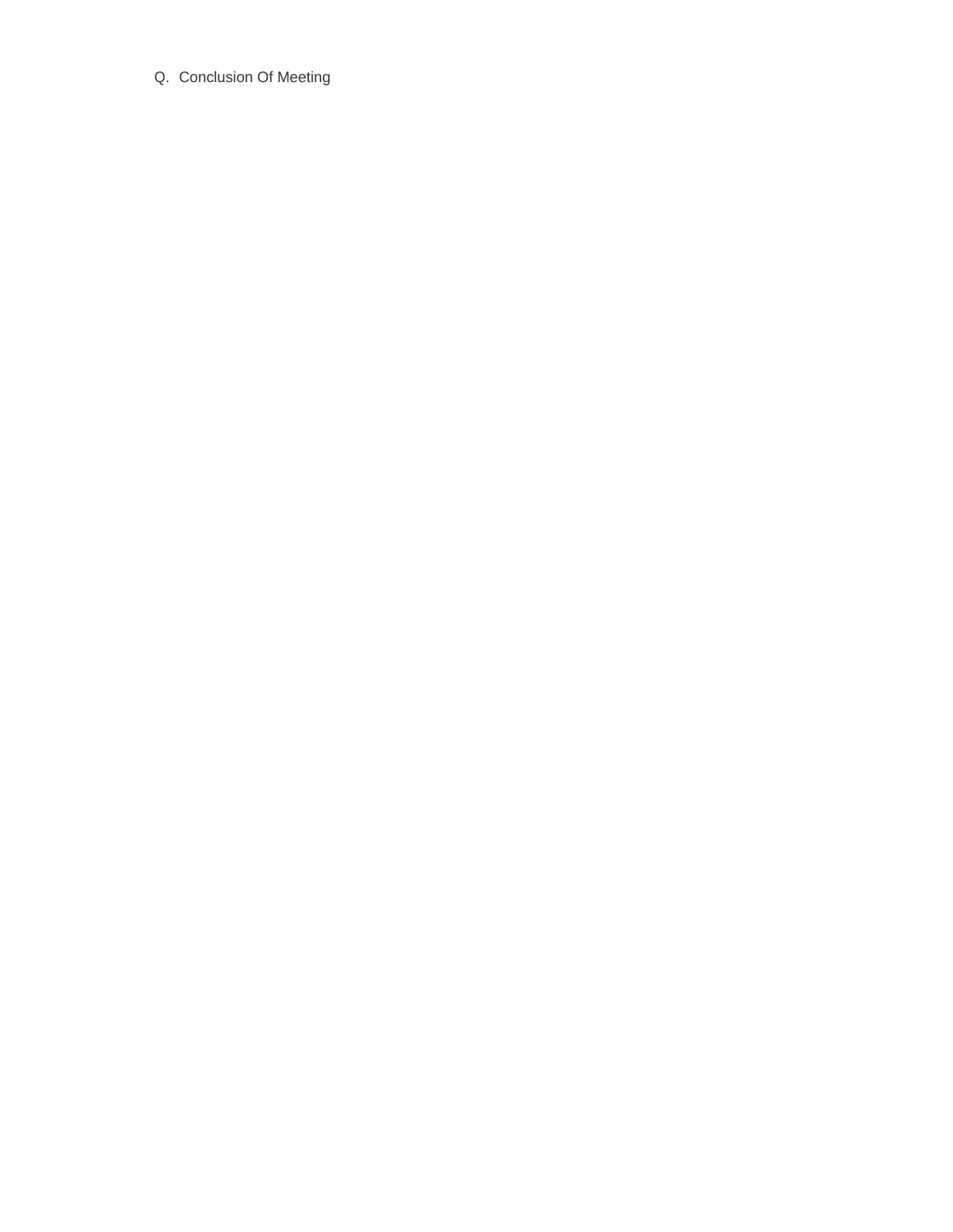Q. Conclusion Of Meeting